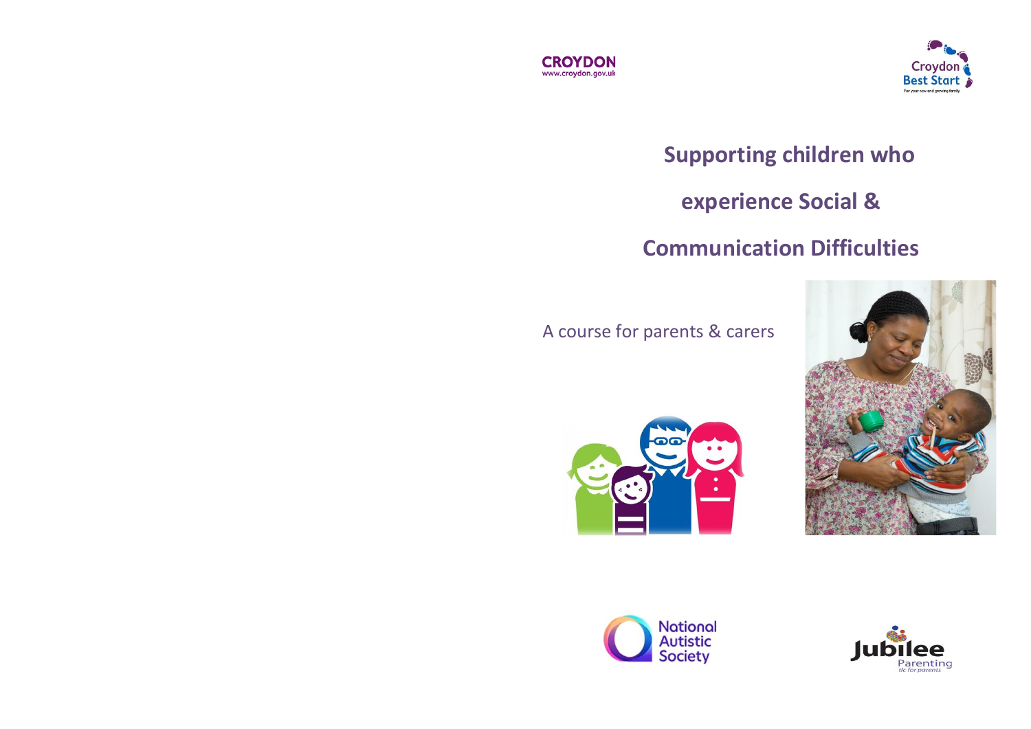CROYDON
www.croydon.gov.uk

Croydon Best Start
For your new and growing family

# Supporting children who experience Social & Communication Difficulties

A course for parents & carers

National Autistic Society

Jubilee Parenting
tlc for parents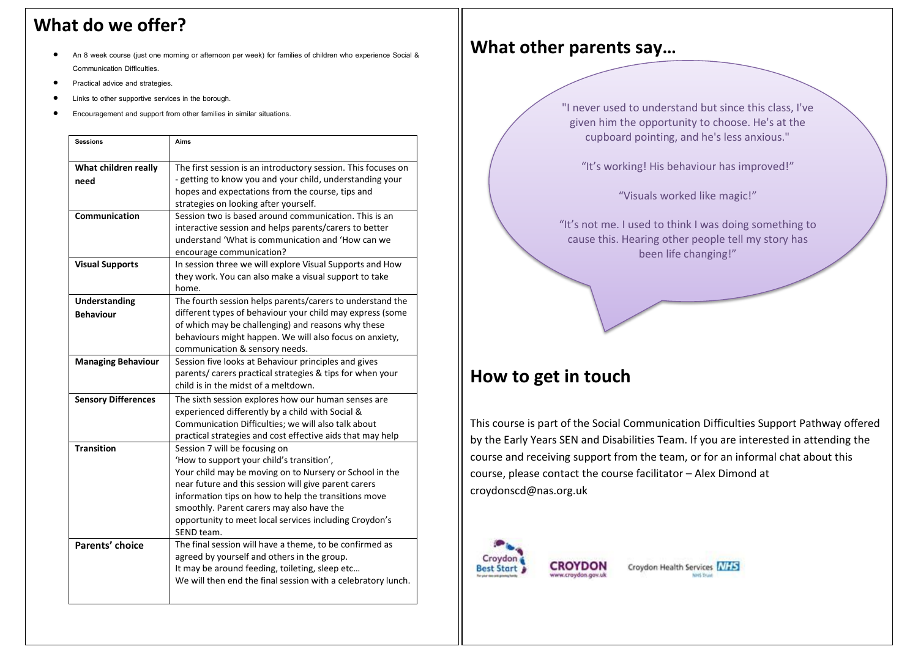## What do we offer?

- An 8 week course (just one morning or afternoon per week) for families of children who experience Social & Communication Difficulties.
- Practical advice and strategies.
- Links to other supportive services in the borough.
- Encouragement and support from other families in similar situations.

| Sessions | Aims |
| --- | --- |
| **What children really need** | The first session is an introductory session. This focuses on - getting to know you and your child, understanding your hopes and expectations from the course, tips and strategies on looking after yourself. |
| **Communication** | Session two is based around communication. This is an interactive session and helps parents/carers to better understand 'What is communication and 'How can we encourage communication? |
| **Visual Supports** | In session three we will explore Visual Supports and How they work. You can also make a visual support to take home. |
| **Understanding Behaviour** | The fourth session helps parents/carers to understand the different types of behaviour your child may express (some of which may be challenging) and reasons why these behaviours might happen. We will also focus on anxiety, communication & sensory needs. |
| **Managing Behaviour** | Session five looks at Behaviour principles and gives parents/ carers practical strategies & tips for when your child is in the midst of a meltdown. |
| **Sensory Differences** | The sixth session explores how our human senses are experienced differently by a child with Social & Communication Difficulties; we will also talk about practical strategies and cost effective aids that may help |
| **Transition** | Session 7 will be focusing on 'How to support your child's transition', Your child may be moving on to Nursery or School in the near future and this session will give parent carers information tips on how to help the transitions move smoothly. Parent carers may also have the opportunity to meet local services including Croydon's SEND team. |
| **Parents' choice** | The final session will have a theme, to be confirmed as agreed by yourself and others in the group. It may be around feeding, toileting, sleep etc… We will then end the final session with a celebratory lunch. |

## What other parents say…

"I never used to understand but since this class, I've given him the opportunity to choose. He's at the cupboard pointing, and he's less anxious."

"It's working! His behaviour has improved!"

"Visuals worked like magic!"

"It's not me. I used to think I was doing something to cause this. Hearing other people tell my story has been life changing!"

## How to get in touch

This course is part of the Social Communication Difficulties Support Pathway offered by the Early Years SEN and Disabilities Team. If you are interested in attending the course and receiving support from the team, or for an informal chat about this course, please contact the course facilitator – Alex Dimond at croydonscd@nas.org.uk

Croydon Best Start

CROYDON www.croydon.gov.uk

Croydon Health Services NHS Trust